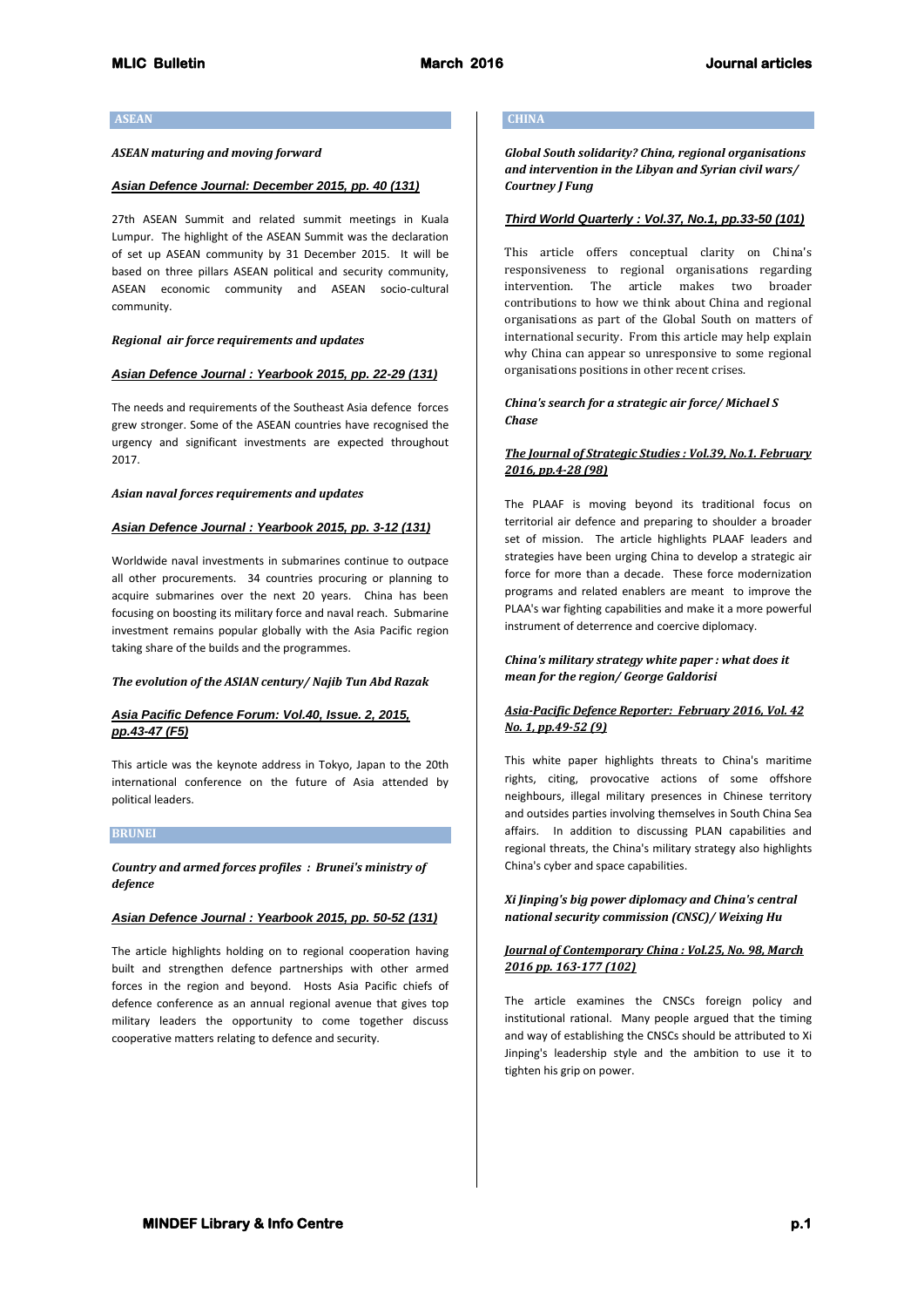## ASEAN

***ASEAN maturing and moving forward***

***Asian Defence Journal: December 2015, pp. 40 (131)***

27th ASEAN Summit and related summit meetings in Kuala Lumpur. The highlight of the ASEAN Summit was the declaration of set up ASEAN community by 31 December 2015. It will be based on three pillars ASEAN political and security community, ASEAN economic community and ASEAN socio-cultural community.

***Regional air force requirements and updates***

***Asian Defence Journal : Yearbook 2015, pp. 22-29 (131)***

The needs and requirements of the Southeast Asia defence forces grew stronger. Some of the ASEAN countries have recognised the urgency and significant investments are expected throughout 2017.

***Asian naval forces requirements and updates***

***Asian Defence Journal : Yearbook 2015, pp. 3-12 (131)***

Worldwide naval investments in submarines continue to outpace all other procurements. 34 countries procuring or planning to acquire submarines over the next 20 years. China has been focusing on boosting its military force and naval reach. Submarine investment remains popular globally with the Asia Pacific region taking share of the builds and the programmes.

***The evolution of the ASIAN century/ Najib Tun Abd Razak***

***Asia Pacific Defence Forum: Vol.40, Issue. 2, 2015, pp.43-47 (F5)***

This article was the keynote address in Tokyo, Japan to the 20th international conference on the future of Asia attended by political leaders.

## BRUNEI

***Country and armed forces profiles : Brunei's ministry of defence***

***Asian Defence Journal : Yearbook 2015, pp. 50-52 (131)***

The article highlights holding on to regional cooperation having built and strengthen defence partnerships with other armed forces in the region and beyond. Hosts Asia Pacific chiefs of defence conference as an annual regional avenue that gives top military leaders the opportunity to come together discuss cooperative matters relating to defence and security.

## CHINA

***Global South solidarity? China, regional organisations and intervention in the Libyan and Syrian civil wars/ Courtney J Fung***

***Third World Quarterly : Vol.37, No.1, pp.33-50 (101)***

This article offers conceptual clarity on China's responsiveness to regional organisations regarding intervention. The article makes two broader contributions to how we think about China and regional organisations as part of the Global South on matters of international security. From this article may help explain why China can appear so unresponsive to some regional organisations positions in other recent crises.

***China's search for a strategic air force/ Michael S Chase***

***The Journal of Strategic Studies : Vol.39, No.1. February 2016, pp.4-28 (98)***

The PLAAF is moving beyond its traditional focus on territorial air defence and preparing to shoulder a broader set of mission. The article highlights PLAAF leaders and strategies have been urging China to develop a strategic air force for more than a decade. These force modernization programs and related enablers are meant to improve the PLAA's war fighting capabilities and make it a more powerful instrument of deterrence and coercive diplomacy.

***China's military strategy white paper : what does it mean for the region/ George Galdorisi***

***Asia-Pacific Defence Reporter: February 2016, Vol. 42 No. 1, pp.49-52 (9)***

This white paper highlights threats to China's maritime rights, citing, provocative actions of some offshore neighbours, illegal military presences in Chinese territory and outsides parties involving themselves in South China Sea affairs. In addition to discussing PLAN capabilities and regional threats, the China's military strategy also highlights China's cyber and space capabilities.

***Xi Jinping's big power diplomacy and China's central national security commission (CNSC)/ Weixing Hu***

***Journal of Contemporary China : Vol.25, No. 98, March 2016 pp. 163-177 (102)***

The article examines the CNSCs foreign policy and institutional rational. Many people argued that the timing and way of establishing the CNSCs should be attributed to Xi Jinping's leadership style and the ambition to use it to tighten his grip on power.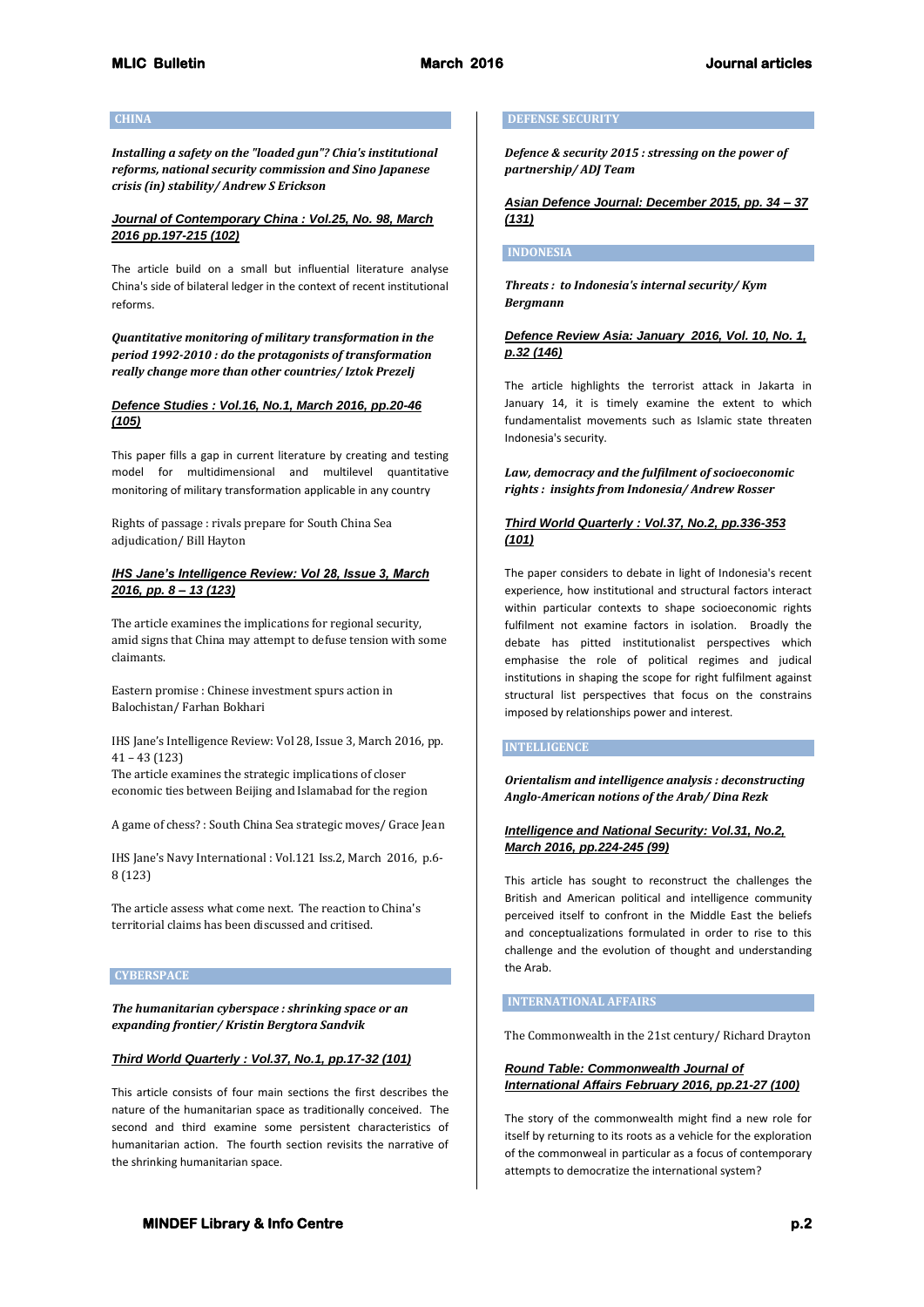## CHINA

***Installing a safety on the "loaded gun"? Chia's institutional reforms, national security commission and Sino Japanese crisis (in) stability/ Andrew S Erickson***

***Journal of Contemporary China : Vol.25, No. 98, March 2016 pp.197-215 (102)***

The article build on a small but influential literature analyse China's side of bilateral ledger in the context of recent institutional reforms.

***Quantitative monitoring of military transformation in the period 1992-2010 : do the protagonists of transformation really change more than other countries/ Iztok Prezelj***

***Defence Studies : Vol.16, No.1, March 2016, pp.20-46 (105)***

This paper fills a gap in current literature by creating and testing model for multidimensional and multilevel quantitative monitoring of military transformation applicable in any country

Rights of passage : rivals prepare for South China Sea adjudication/ Bill Hayton

***IHS Jane's Intelligence Review: Vol 28, Issue 3, March 2016, pp. 8 – 13 (123)***

The article examines the implications for regional security, amid signs that China may attempt to defuse tension with some claimants.

Eastern promise : Chinese investment spurs action in Balochistan/ Farhan Bokhari

IHS Jane's Intelligence Review: Vol 28, Issue 3, March 2016, pp. 41 – 43 (123)
The article examines the strategic implications of closer economic ties between Beijing and Islamabad for the region

A game of chess? : South China Sea strategic moves/ Grace Jean

IHS Jane's Navy International : Vol.121 Iss.2, March 2016, p.6-8 (123)

The article assess what come next. The reaction to China's territorial claims has been discussed and critised.

## CYBERSPACE

***The humanitarian cyberspace : shrinking space or an expanding frontier/ Kristin Bergtora Sandvik***

***Third World Quarterly : Vol.37, No.1, pp.17-32 (101)***

This article consists of four main sections the first describes the nature of the humanitarian space as traditionally conceived. The second and third examine some persistent characteristics of humanitarian action. The fourth section revisits the narrative of the shrinking humanitarian space.

## DEFENSE SECURITY

***Defence & security 2015 : stressing on the power of partnership/ ADJ Team***

***Asian Defence Journal: December 2015, pp. 34 – 37 (131)***

## INDONESIA

***Threats : to Indonesia's internal security/ Kym Bergmann***

***Defence Review Asia: January 2016, Vol. 10, No. 1, p.32 (146)***

The article highlights the terrorist attack in Jakarta in January 14, it is timely examine the extent to which fundamentalist movements such as Islamic state threaten Indonesia's security.

***Law, democracy and the fulfilment of socioeconomic rights : insights from Indonesia/ Andrew Rosser***

***Third World Quarterly : Vol.37, No.2, pp.336-353 (101)***

The paper considers to debate in light of Indonesia's recent experience, how institutional and structural factors interact within particular contexts to shape socioeconomic rights fulfilment not examine factors in isolation. Broadly the debate has pitted institutionalist perspectives which emphasise the role of political regimes and judical institutions in shaping the scope for right fulfilment against structural list perspectives that focus on the constrains imposed by relationships power and interest.

## INTELLIGENCE

***Orientalism and intelligence analysis : deconstructing Anglo-American notions of the Arab/ Dina Rezk***

***Intelligence and National Security: Vol.31, No.2, March 2016, pp.224-245 (99)***

This article has sought to reconstruct the challenges the British and American political and intelligence community perceived itself to confront in the Middle East the beliefs and conceptualizations formulated in order to rise to this challenge and the evolution of thought and understanding the Arab.

## INTERNATIONAL AFFAIRS

The Commonwealth in the 21st century/ Richard Drayton

***Round Table: Commonwealth Journal of International Affairs February 2016, pp.21-27 (100)***

The story of the commonwealth might find a new role for itself by returning to its roots as a vehicle for the exploration of the commonweal in particular as a focus of contemporary attempts to democratize the international system?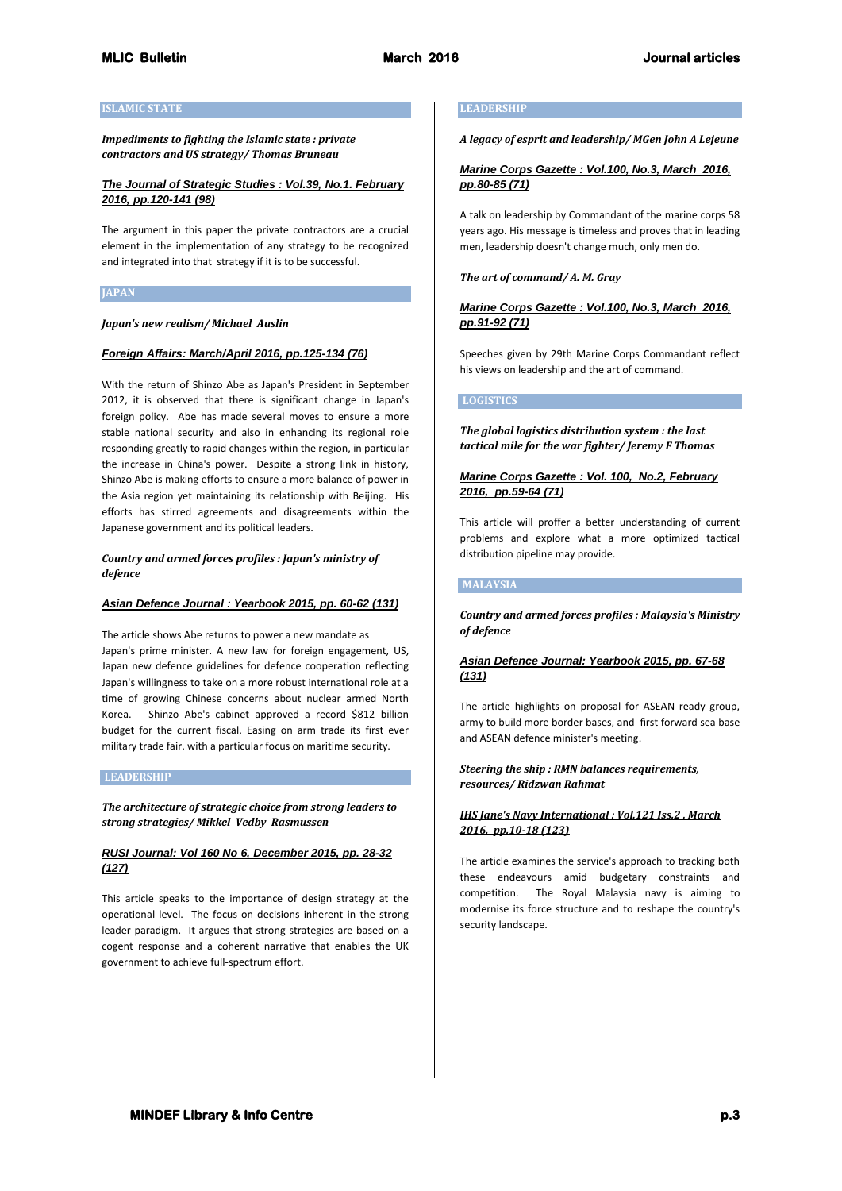## ISLAMIC STATE

***Impediments to fighting the Islamic state : private contractors and US strategy/ Thomas Bruneau***

***The Journal of Strategic Studies : Vol.39, No.1. February 2016, pp.120-141 (98)***

The argument in this paper the private contractors are a crucial element in the implementation of any strategy to be recognized and integrated into that strategy if it is to be successful.

## JAPAN

***Japan's new realism/ Michael Auslin***

***Foreign Affairs: March/April 2016, pp.125-134 (76)***

With the return of Shinzo Abe as Japan's President in September 2012, it is observed that there is significant change in Japan's foreign policy. Abe has made several moves to ensure a more stable national security and also in enhancing its regional role responding greatly to rapid changes within the region, in particular the increase in China's power. Despite a strong link in history, Shinzo Abe is making efforts to ensure a more balance of power in the Asia region yet maintaining its relationship with Beijing. His efforts has stirred agreements and disagreements within the Japanese government and its political leaders.

***Country and armed forces profiles : Japan's ministry of defence***

***Asian Defence Journal : Yearbook 2015, pp. 60-62 (131)***

The article shows Abe returns to power a new mandate as Japan's prime minister. A new law for foreign engagement, US, Japan new defence guidelines for defence cooperation reflecting Japan's willingness to take on a more robust international role at a time of growing Chinese concerns about nuclear armed North Korea. Shinzo Abe's cabinet approved a record $812 billion budget for the current fiscal. Easing on arm trade its first ever military trade fair. with a particular focus on maritime security.

## LEADERSHIP

***The architecture of strategic choice from strong leaders to strong strategies/ Mikkel Vedby Rasmussen***

***RUSI Journal: Vol 160 No 6, December 2015, pp. 28-32 (127)***

This article speaks to the importance of design strategy at the operational level. The focus on decisions inherent in the strong leader paradigm. It argues that strong strategies are based on a cogent response and a coherent narrative that enables the UK government to achieve full-spectrum effort.

## LEADERSHIP

***A legacy of esprit and leadership/ MGen John A Lejeune***

***Marine Corps Gazette : Vol.100, No.3, March 2016, pp.80-85 (71)***

A talk on leadership by Commandant of the marine corps 58 years ago. His message is timeless and proves that in leading men, leadership doesn't change much, only men do.

***The art of command/ A. M. Gray***

***Marine Corps Gazette : Vol.100, No.3, March 2016, pp.91-92 (71)***

Speeches given by 29th Marine Corps Commandant reflect his views on leadership and the art of command.

## LOGISTICS

***The global logistics distribution system : the last tactical mile for the war fighter/ Jeremy F Thomas***

***Marine Corps Gazette : Vol. 100, No.2, February 2016, pp.59-64 (71)***

This article will proffer a better understanding of current problems and explore what a more optimized tactical distribution pipeline may provide.

## MALAYSIA

***Country and armed forces profiles : Malaysia's Ministry of defence***

***Asian Defence Journal: Yearbook 2015, pp. 67-68 (131)***

The article highlights on proposal for ASEAN ready group, army to build more border bases, and first forward sea base and ASEAN defence minister's meeting.

***Steering the ship : RMN balances requirements, resources/ Ridzwan Rahmat***

***IHS Jane's Navy International : Vol.121 Iss.2 , March 2016, pp.10-18 (123)***

The article examines the service's approach to tracking both these endeavours amid budgetary constraints and competition. The Royal Malaysia navy is aiming to modernise its force structure and to reshape the country's security landscape.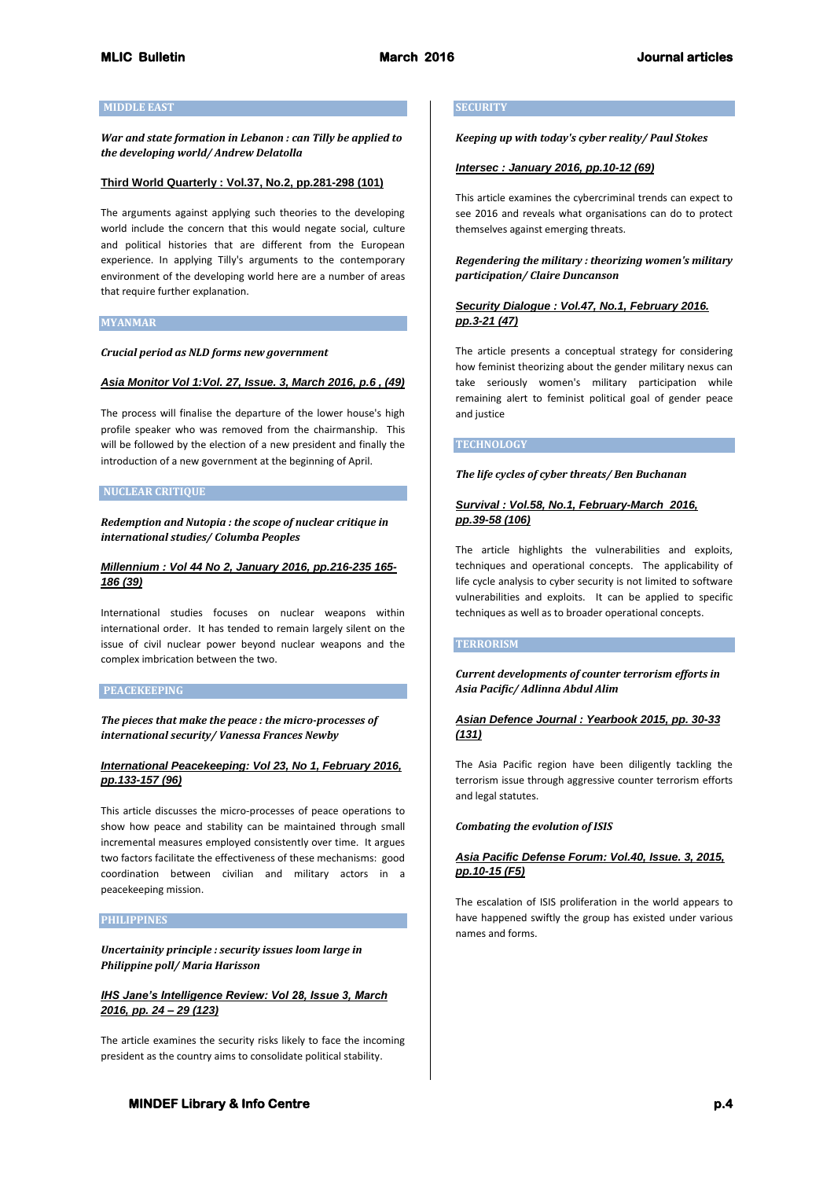## MIDDLE EAST

***War and state formation in Lebanon : can Tilly be applied to the developing world/ Andrew Delatolla***

**Third World Quarterly : Vol.37, No.2, pp.281-298 (101)**

The arguments against applying such theories to the developing world include the concern that this would negate social, culture and political histories that are different from the European experience. In applying Tilly's arguments to the contemporary environment of the developing world here are a number of areas that require further explanation.

## MYANMAR

***Crucial period as NLD forms new government***

***Asia Monitor Vol 1:Vol. 27, Issue. 3, March 2016, p.6 , (49)***

The process will finalise the departure of the lower house's high profile speaker who was removed from the chairmanship. This will be followed by the election of a new president and finally the introduction of a new government at the beginning of April.

## NUCLEAR CRITIQUE

***Redemption and Nutopia : the scope of nuclear critique in international studies/ Columba Peoples***

***Millennium : Vol 44 No 2, January 2016, pp.216-235 165-186 (39)***

International studies focuses on nuclear weapons within international order. It has tended to remain largely silent on the issue of civil nuclear power beyond nuclear weapons and the complex imbrication between the two.

## PEACEKEEPING

***The pieces that make the peace : the micro-processes of international security/ Vanessa Frances Newby***

***International Peacekeeping: Vol 23, No 1, February 2016, pp.133-157 (96)***

This article discusses the micro-processes of peace operations to show how peace and stability can be maintained through small incremental measures employed consistently over time. It argues two factors facilitate the effectiveness of these mechanisms: good coordination between civilian and military actors in a peacekeeping mission.

## PHILIPPINES

***Uncertainity principle : security issues loom large in Philippine poll/ Maria Harisson***

***IHS Jane's Intelligence Review: Vol 28, Issue 3, March 2016, pp. 24 – 29 (123)***

The article examines the security risks likely to face the incoming president as the country aims to consolidate political stability.

## SECURITY

***Keeping up with today's cyber reality/ Paul Stokes***

***Intersec : January 2016, pp.10-12 (69)***

This article examines the cybercriminal trends can expect to see 2016 and reveals what organisations can do to protect themselves against emerging threats.

***Regendering the military : theorizing women's military participation/ Claire Duncanson***

***Security Dialogue : Vol.47, No.1, February 2016. pp.3-21 (47)***

The article presents a conceptual strategy for considering how feminist theorizing about the gender military nexus can take seriously women's military participation while remaining alert to feminist political goal of gender peace and justice

## TECHNOLOGY

***The life cycles of cyber threats/ Ben Buchanan***

***Survival : Vol.58, No.1, February-March 2016, pp.39-58 (106)***

The article highlights the vulnerabilities and exploits, techniques and operational concepts. The applicability of life cycle analysis to cyber security is not limited to software vulnerabilities and exploits. It can be applied to specific techniques as well as to broader operational concepts.

## TERRORISM

***Current developments of counter terrorism efforts in Asia Pacific/ Adlinna Abdul Alim***

***Asian Defence Journal : Yearbook 2015, pp. 30-33 (131)***

The Asia Pacific region have been diligently tackling the terrorism issue through aggressive counter terrorism efforts and legal statutes.

***Combating the evolution of ISIS***

***Asia Pacific Defense Forum: Vol.40, Issue. 3, 2015, pp.10-15 (F5)***

The escalation of ISIS proliferation in the world appears to have happened swiftly the group has existed under various names and forms.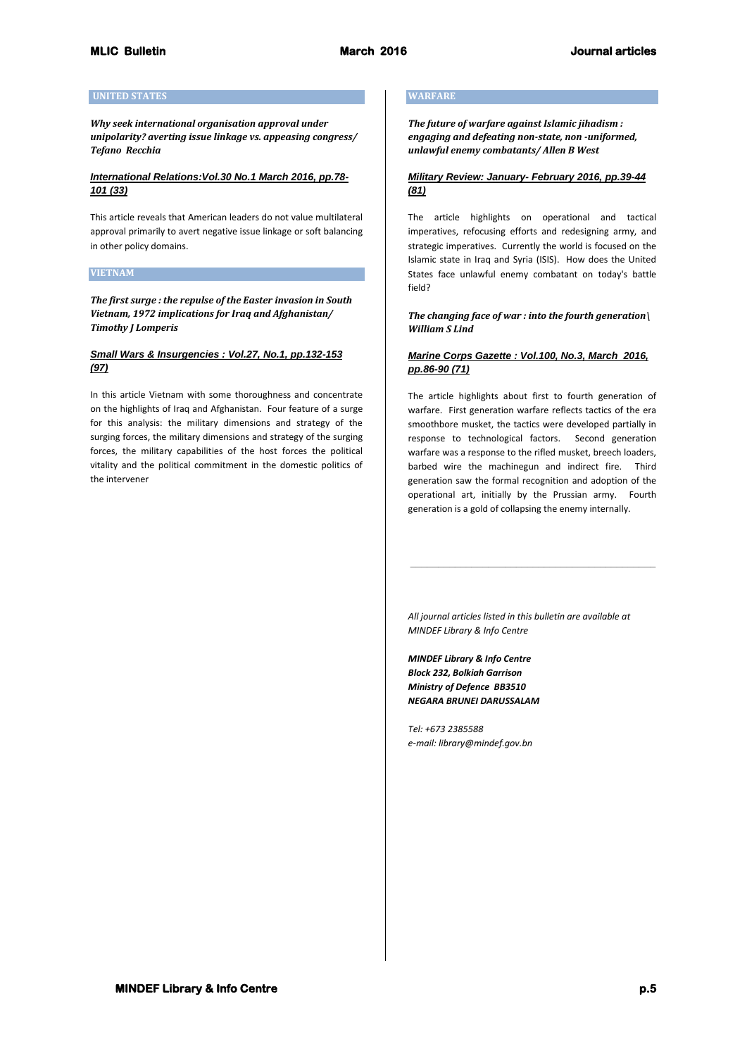## UNITED STATES

***Why seek international organisation approval under unipolarity? averting issue linkage vs. appeasing congress/ Tefano Recchia***

***International Relations:Vol.30 No.1 March 2016, pp.78-101 (33)***

This article reveals that American leaders do not value multilateral approval primarily to avert negative issue linkage or soft balancing in other policy domains.

## VIETNAM

***The first surge : the repulse of the Easter invasion in South Vietnam, 1972 implications for Iraq and Afghanistan/ Timothy J Lomperis***

***Small Wars & Insurgencies : Vol.27, No.1, pp.132-153 (97)***

In this article Vietnam with some thoroughness and concentrate on the highlights of Iraq and Afghanistan. Four feature of a surge for this analysis: the military dimensions and strategy of the surging forces, the military dimensions and strategy of the surging forces, the military capabilities of the host forces the political vitality and the political commitment in the domestic politics of the intervener

## WARFARE

***The future of warfare against Islamic jihadism : engaging and defeating non-state, non -uniformed, unlawful enemy combatants/ Allen B West***

***Military Review: January- February 2016, pp.39-44 (81)***

The article highlights on operational and tactical imperatives, refocusing efforts and redesigning army, and strategic imperatives. Currently the world is focused on the Islamic state in Iraq and Syria (ISIS). How does the United States face unlawful enemy combatant on today's battle field?

***The changing face of war : into the fourth generation\ William S Lind***

***Marine Corps Gazette : Vol.100, No.3, March 2016, pp.86-90 (71)***

The article highlights about first to fourth generation of warfare. First generation warfare reflects tactics of the era smoothbore musket, the tactics were developed partially in response to technological factors. Second generation warfare was a response to the rifled musket, breech loaders, barbed wire the machinegun and indirect fire. Third generation saw the formal recognition and adoption of the operational art, initially by the Prussian army. Fourth generation is a gold of collapsing the enemy internally.

---

*All journal articles listed in this bulletin are available at MINDEF Library & Info Centre*

***MINDEF Library & Info Centre***
***Block 232, Bolkiah Garrison***
***Ministry of Defence BB3510***
***NEGARA BRUNEI DARUSSALAM***

*Tel: +673 2385588*
*e-mail: library@mindef.gov.bn*